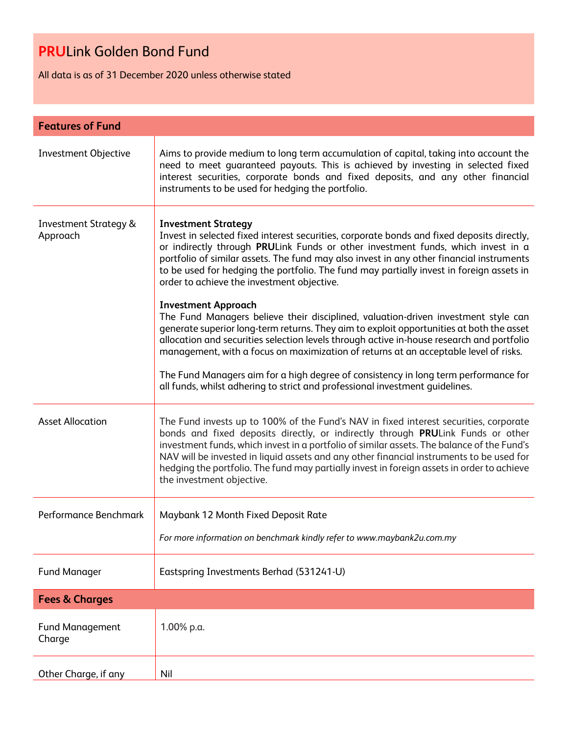# **PRU**Link Golden Bond Fund

All data is as of 31 December 2020 unless otherwise stated

## Features of Fund

| | |
|---|---|
| Investment Objective | Aims to provide medium to long term accumulation of capital, taking into account the need to meet guaranteed payouts. This is achieved by investing in selected fixed interest securities, corporate bonds and fixed deposits, and any other financial instruments to be used for hedging the portfolio. |
| Investment Strategy & Approach | **Investment Strategy**<br>Invest in selected fixed interest securities, corporate bonds and fixed deposits directly, or indirectly through **PRU**Link Funds or other investment funds, which invest in a portfolio of similar assets. The fund may also invest in any other financial instruments to be used for hedging the portfolio. The fund may partially invest in foreign assets in order to achieve the investment objective.<br><br>**Investment Approach**<br>The Fund Managers believe their disciplined, valuation-driven investment style can generate superior long-term returns. They aim to exploit opportunities at both the asset allocation and securities selection levels through active in-house research and portfolio management, with a focus on maximization of returns at an acceptable level of risks.<br><br>The Fund Managers aim for a high degree of consistency in long term performance for all funds, whilst adhering to strict and professional investment guidelines. |
| Asset Allocation | The Fund invests up to 100% of the Fund's NAV in fixed interest securities, corporate bonds and fixed deposits directly, or indirectly through **PRU**Link Funds or other investment funds, which invest in a portfolio of similar assets. The balance of the Fund's NAV will be invested in liquid assets and any other financial instruments to be used for hedging the portfolio. The fund may partially invest in foreign assets in order to achieve the investment objective. |
| Performance Benchmark | Maybank 12 Month Fixed Deposit Rate<br><br>*For more information on benchmark kindly refer to www.maybank2u.com.my* |
| Fund Manager | Eastspring Investments Berhad (531241-U) |

## Fees & Charges

| | |
|---|---|
| Fund Management Charge | 1.00% p.a. |
| Other Charge, if any | Nil |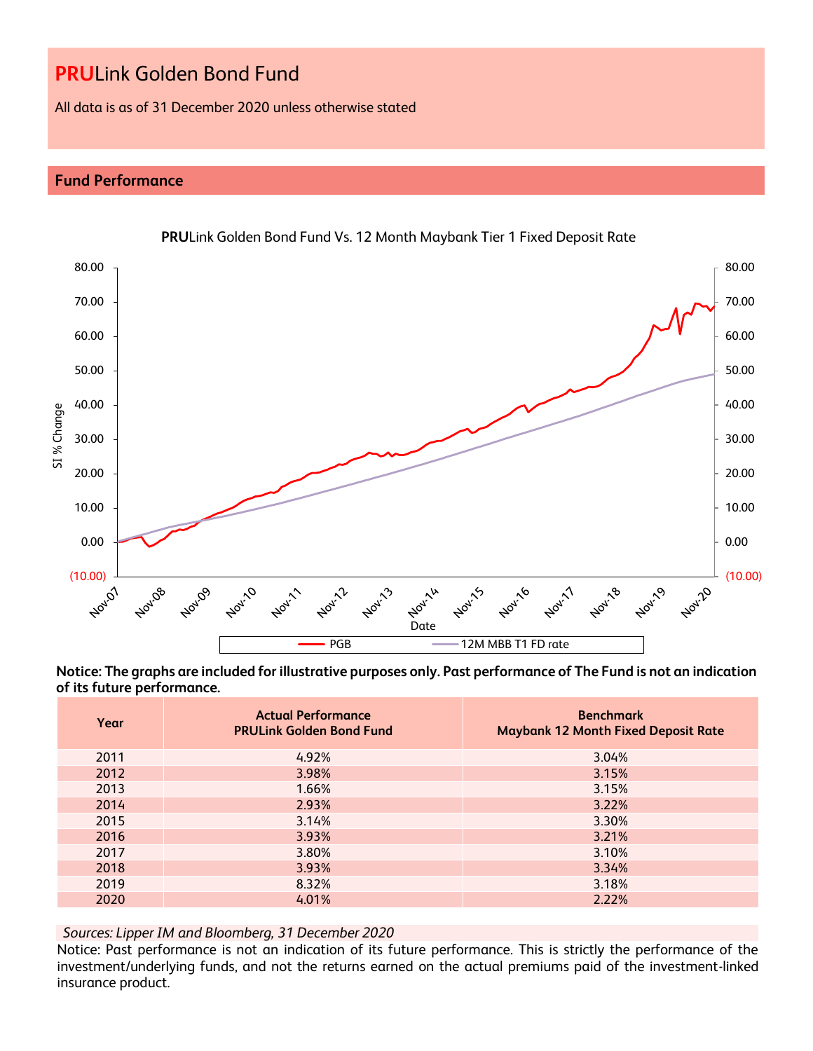# PRULink Golden Bond Fund

All data is as of 31 December 2020 unless otherwise stated

## Fund Performance

**PRU**Link Golden Bond Fund Vs. 12 Month Maybank Tier 1 Fixed Deposit Rate

**Notice: The graphs are included for illustrative purposes only. Past performance of The Fund is not an indication of its future performance.**

| Year | Actual Performance PRULink Golden Bond Fund | Benchmark Maybank 12 Month Fixed Deposit Rate |
|---|---|---|
| 2011 | 4.92% | 3.04% |
| 2012 | 3.98% | 3.15% |
| 2013 | 1.66% | 3.15% |
| 2014 | 2.93% | 3.22% |
| 2015 | 3.14% | 3.30% |
| 2016 | 3.93% | 3.21% |
| 2017 | 3.80% | 3.10% |
| 2018 | 3.93% | 3.34% |
| 2019 | 8.32% | 3.18% |
| 2020 | 4.01% | 2.22% |

*Sources: Lipper IM and Bloomberg, 31 December 2020*

Notice: Past performance is not an indication of its future performance. This is strictly the performance of the investment/underlying funds, and not the returns earned on the actual premiums paid of the investment-linked insurance product.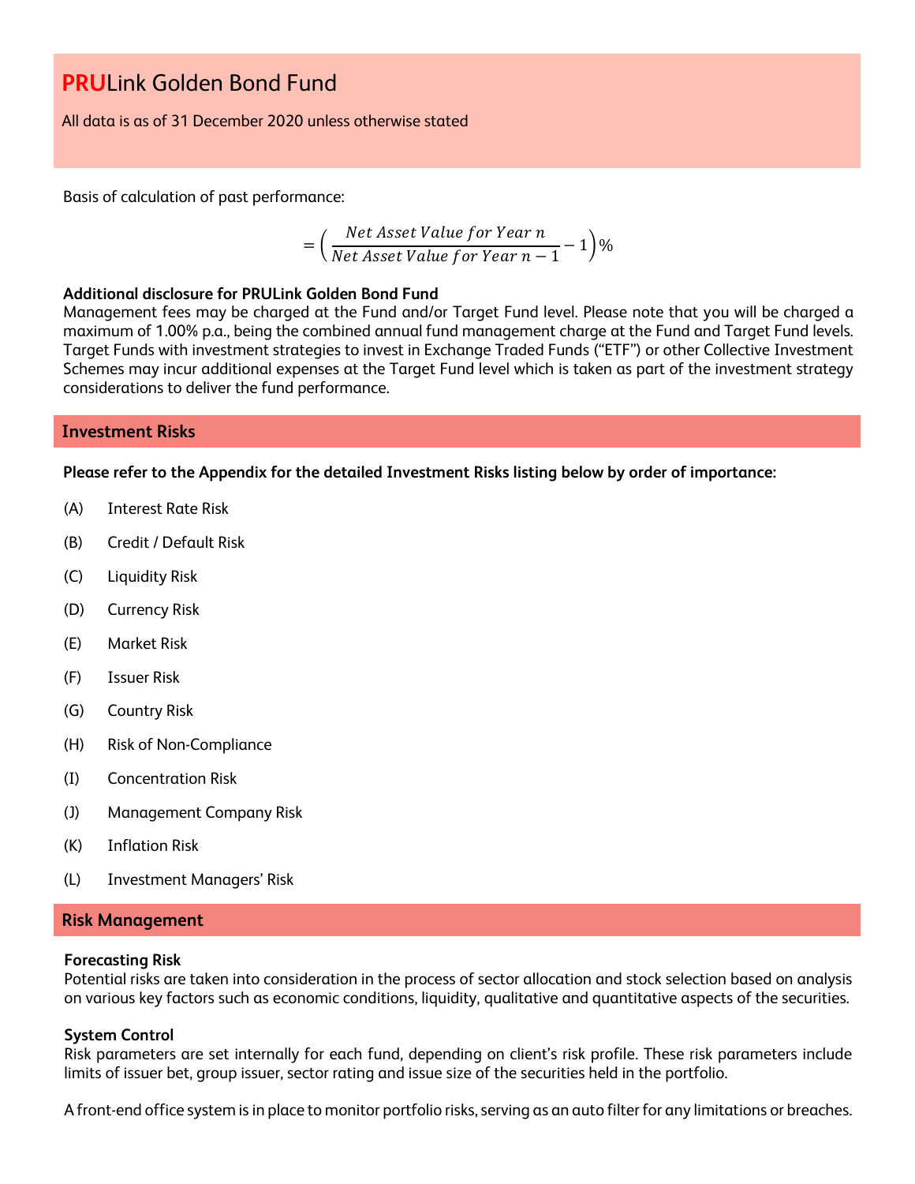# **PRU**Link Golden Bond Fund

All data is as of 31 December 2020 unless otherwise stated

Basis of calculation of past performance:

$$= \left( \frac{Net\ Asset\ Value\ for\ Year\ n}{Net\ Asset\ Value\ for\ Year\ n-1} - 1 \right) \%$$

**Additional disclosure for PRULink Golden Bond Fund**

Management fees may be charged at the Fund and/or Target Fund level. Please note that you will be charged a maximum of 1.00% p.a., being the combined annual fund management charge at the Fund and Target Fund levels. Target Funds with investment strategies to invest in Exchange Traded Funds ("ETF") or other Collective Investment Schemes may incur additional expenses at the Target Fund level which is taken as part of the investment strategy considerations to deliver the fund performance.

## Investment Risks

**Please refer to the Appendix for the detailed Investment Risks listing below by order of importance:**

(A) Interest Rate Risk

(B) Credit / Default Risk

(C) Liquidity Risk

(D) Currency Risk

(E) Market Risk

(F) Issuer Risk

(G) Country Risk

(H) Risk of Non-Compliance

(I) Concentration Risk

(J) Management Company Risk

(K) Inflation Risk

(L) Investment Managers' Risk

## Risk Management

**Forecasting Risk**

Potential risks are taken into consideration in the process of sector allocation and stock selection based on analysis on various key factors such as economic conditions, liquidity, qualitative and quantitative aspects of the securities.

**System Control**

Risk parameters are set internally for each fund, depending on client's risk profile. These risk parameters include limits of issuer bet, group issuer, sector rating and issue size of the securities held in the portfolio.

A front-end office system is in place to monitor portfolio risks, serving as an auto filter for any limitations or breaches.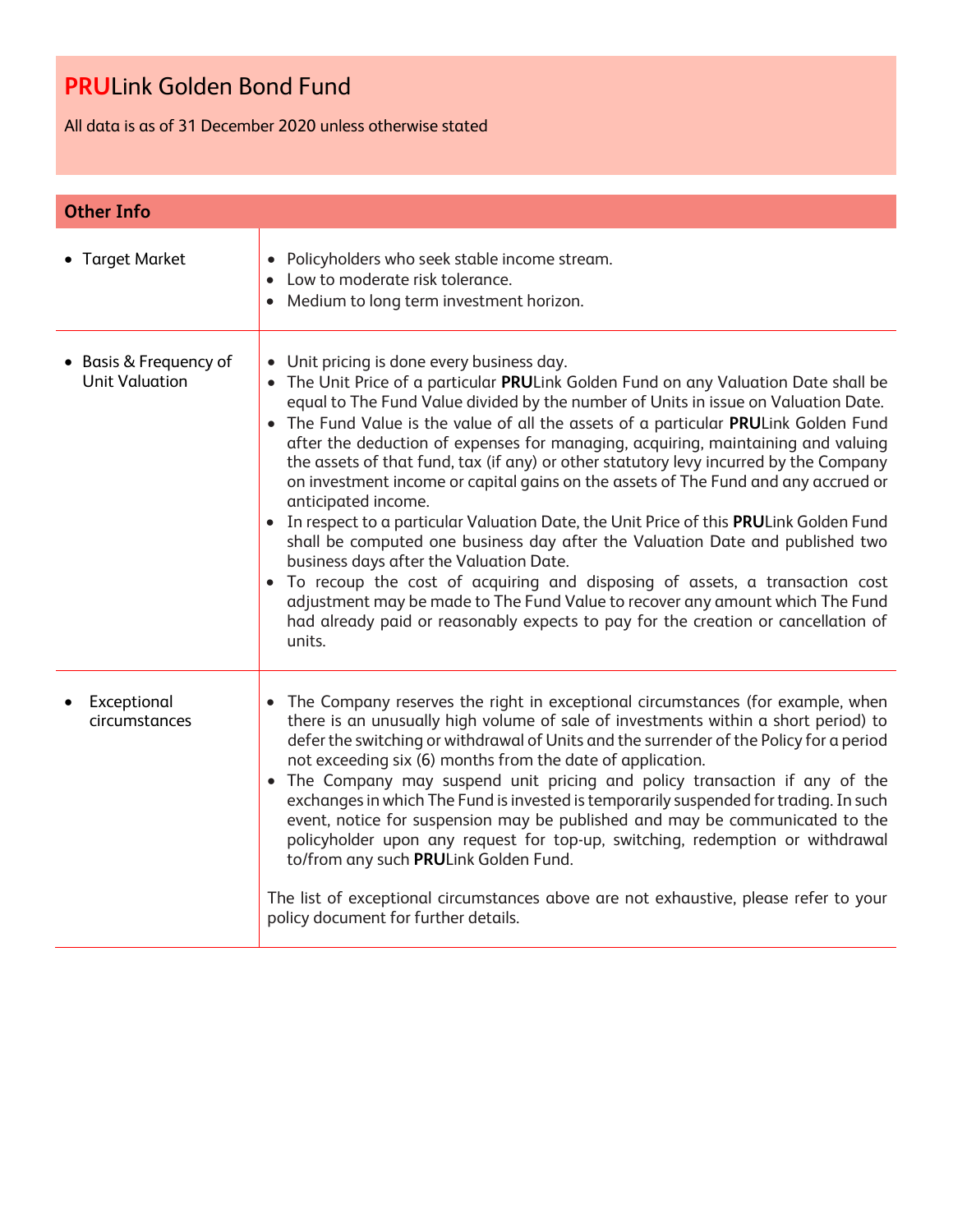# **PRU**Link Golden Bond Fund

All data is as of 31 December 2020 unless otherwise stated

## Other Info

| | |
|---|---|
| • Target Market | • Policyholders who seek stable income stream.<br>• Low to moderate risk tolerance.<br>• Medium to long term investment horizon. |
| • Basis & Frequency of Unit Valuation | • Unit pricing is done every business day.<br>• The Unit Price of a particular **PRU**Link Golden Fund on any Valuation Date shall be equal to The Fund Value divided by the number of Units in issue on Valuation Date.<br>• The Fund Value is the value of all the assets of a particular **PRU**Link Golden Fund after the deduction of expenses for managing, acquiring, maintaining and valuing the assets of that fund, tax (if any) or other statutory levy incurred by the Company on investment income or capital gains on the assets of The Fund and any accrued or anticipated income.<br>• In respect to a particular Valuation Date, the Unit Price of this **PRU**Link Golden Fund shall be computed one business day after the Valuation Date and published two business days after the Valuation Date.<br>• To recoup the cost of acquiring and disposing of assets, a transaction cost adjustment may be made to The Fund Value to recover any amount which The Fund had already paid or reasonably expects to pay for the creation or cancellation of units. |
| • Exceptional circumstances | • The Company reserves the right in exceptional circumstances (for example, when there is an unusually high volume of sale of investments within a short period) to defer the switching or withdrawal of Units and the surrender of the Policy for a period not exceeding six (6) months from the date of application.<br>• The Company may suspend unit pricing and policy transaction if any of the exchanges in which The Fund is invested is temporarily suspended for trading. In such event, notice for suspension may be published and may be communicated to the policyholder upon any request for top-up, switching, redemption or withdrawal to/from any such **PRU**Link Golden Fund.<br><br>The list of exceptional circumstances above are not exhaustive, please refer to your policy document for further details. |